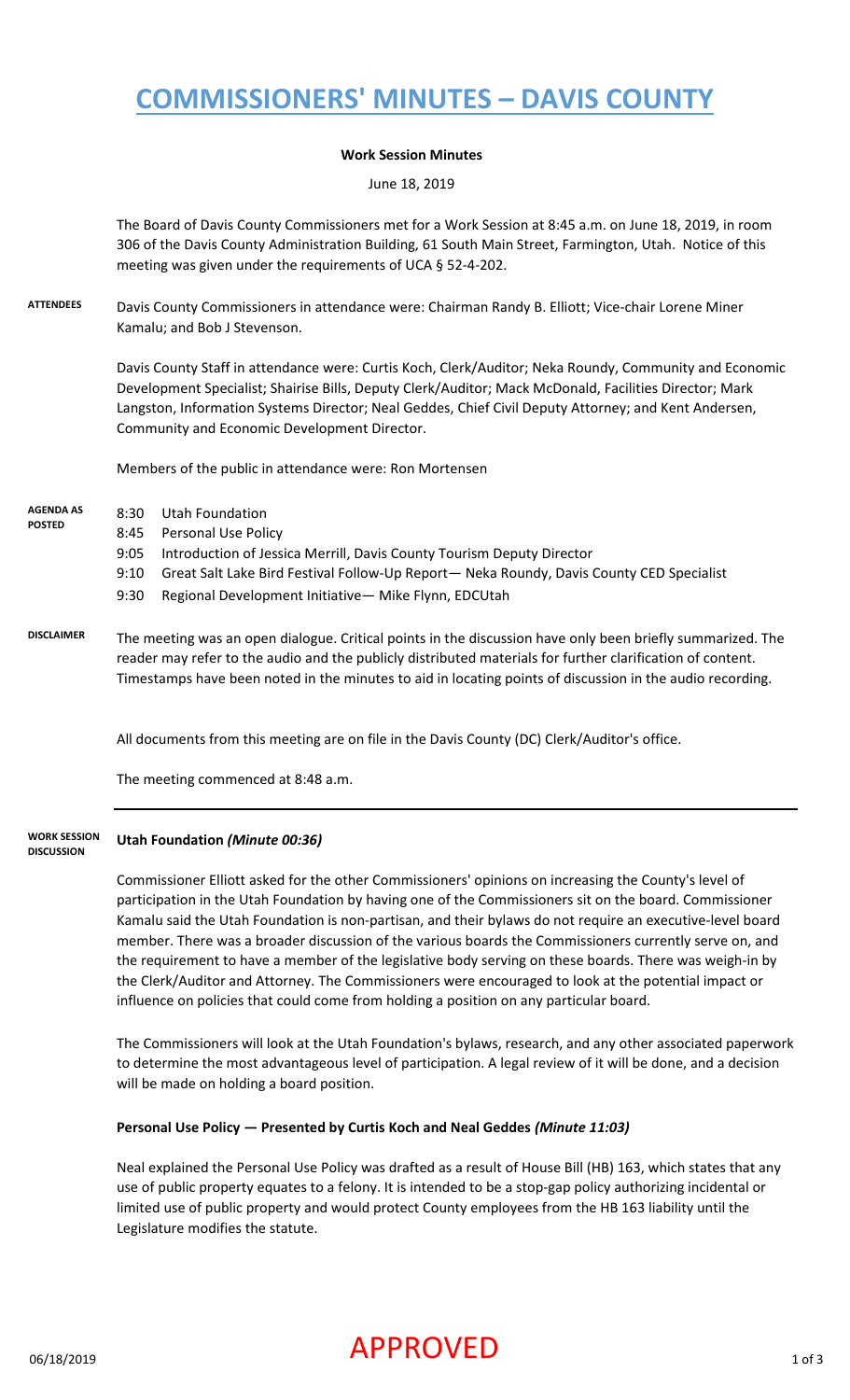# COMMISSIONERS' MINUTES – DAVIS COUNTY

**Work Session Minutes**

June 18, 2019

The Board of Davis County Commissioners met for a Work Session at 8:45 a.m. on June 18, 2019, in room 306 of the Davis County Administration Building, 61 South Main Street, Farmington, Utah. Notice of this meeting was given under the requirements of UCA § 52-4-202.

**ATTENDEES**

Davis County Commissioners in attendance were: Chairman Randy B. Elliott; Vice-chair Lorene Miner Kamalu; and Bob J Stevenson.

Davis County Staff in attendance were: Curtis Koch, Clerk/Auditor; Neka Roundy, Community and Economic Development Specialist; Shairise Bills, Deputy Clerk/Auditor; Mack McDonald, Facilities Director; Mark Langston, Information Systems Director; Neal Geddes, Chief Civil Deputy Attorney; and Kent Andersen, Community and Economic Development Director.

Members of the public in attendance were: Ron Mortensen

**AGENDA AS POSTED**

- 8:30 Utah Foundation
- 8:45 Personal Use Policy
- 9:05 Introduction of Jessica Merrill, Davis County Tourism Deputy Director
- 9:10 Great Salt Lake Bird Festival Follow-Up Report— Neka Roundy, Davis County CED Specialist
- 9:30 Regional Development Initiative— Mike Flynn, EDCUtah

**DISCLAIMER**

The meeting was an open dialogue. Critical points in the discussion have only been briefly summarized. The reader may refer to the audio and the publicly distributed materials for further clarification of content. Timestamps have been noted in the minutes to aid in locating points of discussion in the audio recording.

All documents from this meeting are on file in the Davis County (DC) Clerk/Auditor's office.

The meeting commenced at 8:48 a.m.

---

**WORK SESSION DISCUSSION**

**Utah Foundation *(Minute 00:36)***

Commissioner Elliott asked for the other Commissioners' opinions on increasing the County's level of participation in the Utah Foundation by having one of the Commissioners sit on the board. Commissioner Kamalu said the Utah Foundation is non-partisan, and their bylaws do not require an executive-level board member. There was a broader discussion of the various boards the Commissioners currently serve on, and the requirement to have a member of the legislative body serving on these boards. There was weigh-in by the Clerk/Auditor and Attorney. The Commissioners were encouraged to look at the potential impact or influence on policies that could come from holding a position on any particular board.

The Commissioners will look at the Utah Foundation's bylaws, research, and any other associated paperwork to determine the most advantageous level of participation. A legal review of it will be done, and a decision will be made on holding a board position.

**Personal Use Policy — Presented by Curtis Koch and Neal Geddes *(Minute 11:03)***

Neal explained the Personal Use Policy was drafted as a result of House Bill (HB) 163, which states that any use of public property equates to a felony. It is intended to be a stop-gap policy authorizing incidental or limited use of public property and would protect County employees from the HB 163 liability until the Legislature modifies the statute.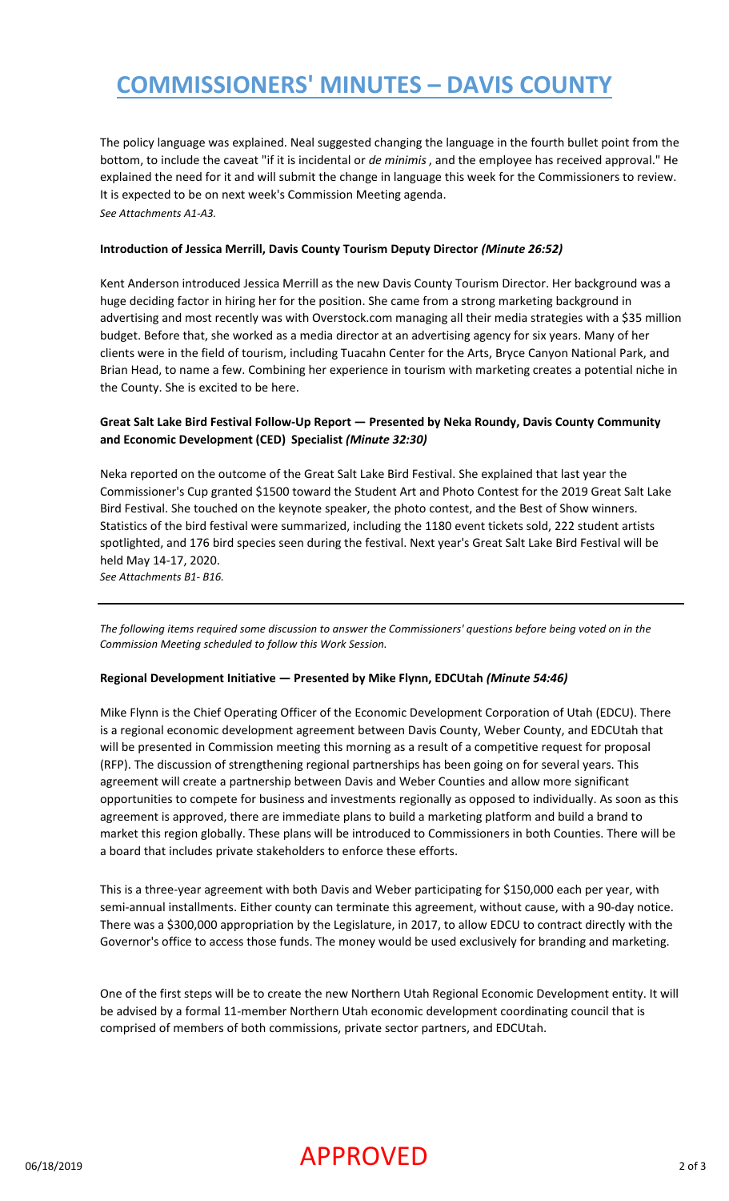The policy language was explained. Neal suggested changing the language in the fourth bullet point from the bottom, to include the caveat "if it is incidental or *de minimis*, and the employee has received approval." He explained the need for it and will submit the change in language this week for the Commissioners to review. It is expected to be on next week's Commission Meeting agenda.
*See Attachments A1-A3.*

**Introduction of Jessica Merrill, Davis County Tourism Deputy Director** ***(Minute 26:52)***

Kent Anderson introduced Jessica Merrill as the new Davis County Tourism Director. Her background was a huge deciding factor in hiring her for the position. She came from a strong marketing background in advertising and most recently was with Overstock.com managing all their media strategies with a $35 million budget. Before that, she worked as a media director at an advertising agency for six years. Many of her clients were in the field of tourism, including Tuacahn Center for the Arts, Bryce Canyon National Park, and Brian Head, to name a few. Combining her experience in tourism with marketing creates a potential niche in the County. She is excited to be here.

**Great Salt Lake Bird Festival Follow-Up Report — Presented by Neka Roundy, Davis County Community and Economic Development (CED) Specialist** ***(Minute 32:30)***

Neka reported on the outcome of the Great Salt Lake Bird Festival. She explained that last year the Commissioner's Cup granted $1500 toward the Student Art and Photo Contest for the 2019 Great Salt Lake Bird Festival. She touched on the keynote speaker, the photo contest, and the Best of Show winners. Statistics of the bird festival were summarized, including the 1180 event tickets sold, 222 student artists spotlighted, and 176 bird species seen during the festival. Next year's Great Salt Lake Bird Festival will be held May 14-17, 2020.
*See Attachments B1- B16.*

---

*The following items required some discussion to answer the Commissioners' questions before being voted on in the Commission Meeting scheduled to follow this Work Session.*

**Regional Development Initiative — Presented by Mike Flynn, EDCUtah** ***(Minute 54:46)***

Mike Flynn is the Chief Operating Officer of the Economic Development Corporation of Utah (EDCU). There is a regional economic development agreement between Davis County, Weber County, and EDCUtah that will be presented in Commission meeting this morning as a result of a competitive request for proposal (RFP). The discussion of strengthening regional partnerships has been going on for several years. This agreement will create a partnership between Davis and Weber Counties and allow more significant opportunities to compete for business and investments regionally as opposed to individually. As soon as this agreement is approved, there are immediate plans to build a marketing platform and build a brand to market this region globally. These plans will be introduced to Commissioners in both Counties. There will be a board that includes private stakeholders to enforce these efforts.

This is a three-year agreement with both Davis and Weber participating for $150,000 each per year, with semi-annual installments. Either county can terminate this agreement, without cause, with a 90-day notice. There was a $300,000 appropriation by the Legislature, in 2017, to allow EDCU to contract directly with the Governor's office to access those funds. The money would be used exclusively for branding and marketing.

One of the first steps will be to create the new Northern Utah Regional Economic Development entity. It will be advised by a formal 11-member Northern Utah economic development coordinating council that is comprised of members of both commissions, private sector partners, and EDCUtah.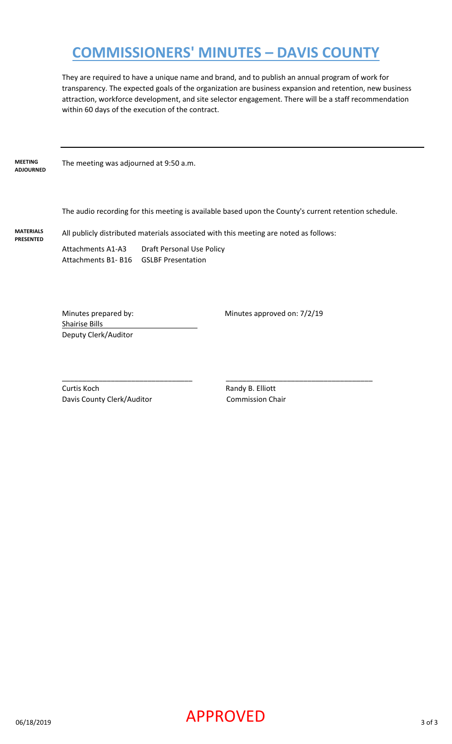# COMMISSIONERS' MINUTES – DAVIS COUNTY

They are required to have a unique name and brand, and to publish an annual program of work for transparency. The expected goals of the organization are business expansion and retention, new business attraction, workforce development, and site selector engagement. There will be a staff recommendation within 60 days of the execution of the contract.

---

**MEETING ADJOURNED**

The meeting was adjourned at 9:50 a.m.

The audio recording for this meeting is available based upon the County's current retention schedule.

**MATERIALS PRESENTED**

All publicly distributed materials associated with this meeting are noted as follows:

| | |
|---|---|
| Attachments A1-A3 | Draft Personal Use Policy |
| Attachments B1- B16 | GSLBF Presentation |

Minutes prepared by:
Shairise Bills
Deputy Clerk/Auditor

Minutes approved on: 7/2/19

\_\_\_\_\_\_\_\_\_\_\_\_\_\_\_\_\_\_\_\_\_\_\_\_\_\_\_\_\_\_\_\_
Curtis Koch
Davis County Clerk/Auditor

\_\_\_\_\_\_\_\_\_\_\_\_\_\_\_\_\_\_\_\_\_\_\_\_\_\_\_\_\_\_\_\_
Randy B. Elliott
Commission Chair

06/18/2019

APPROVED